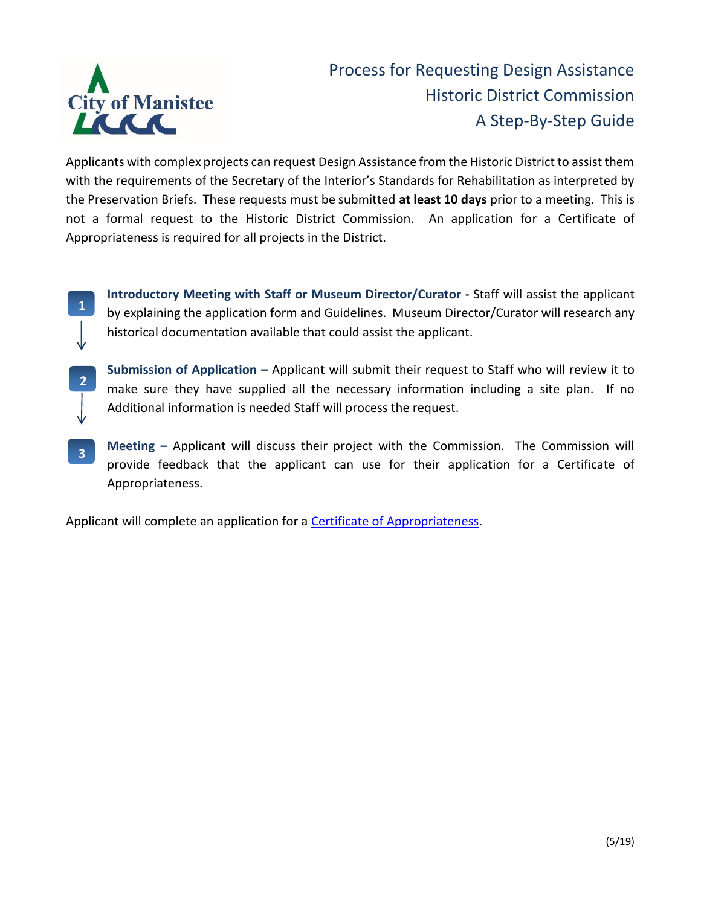City of Manistee

# Process for Requesting Design Assistance
## Historic District Commission
## A Step-By-Step Guide

Applicants with complex projects can request Design Assistance from the Historic District to assist them with the requirements of the Secretary of the Interior's Standards for Rehabilitation as interpreted by the Preservation Briefs. These requests must be submitted **at least 10 days** prior to a meeting. This is not a formal request to the Historic District Commission. An application for a Certificate of Appropriateness is required for all projects in the District.

1. **Introductory Meeting with Staff or Museum Director/Curator -** Staff will assist the applicant by explaining the application form and Guidelines. Museum Director/Curator will research any historical documentation available that could assist the applicant.

2. **Submission of Application –** Applicant will submit their request to Staff who will review it to make sure they have supplied all the necessary information including a site plan. If no Additional information is needed Staff will process the request.

3. **Meeting –** Applicant will discuss their project with the Commission. The Commission will provide feedback that the applicant can use for their application for a Certificate of Appropriateness.

Applicant will complete an application for a Certificate of Appropriateness.

(5/19)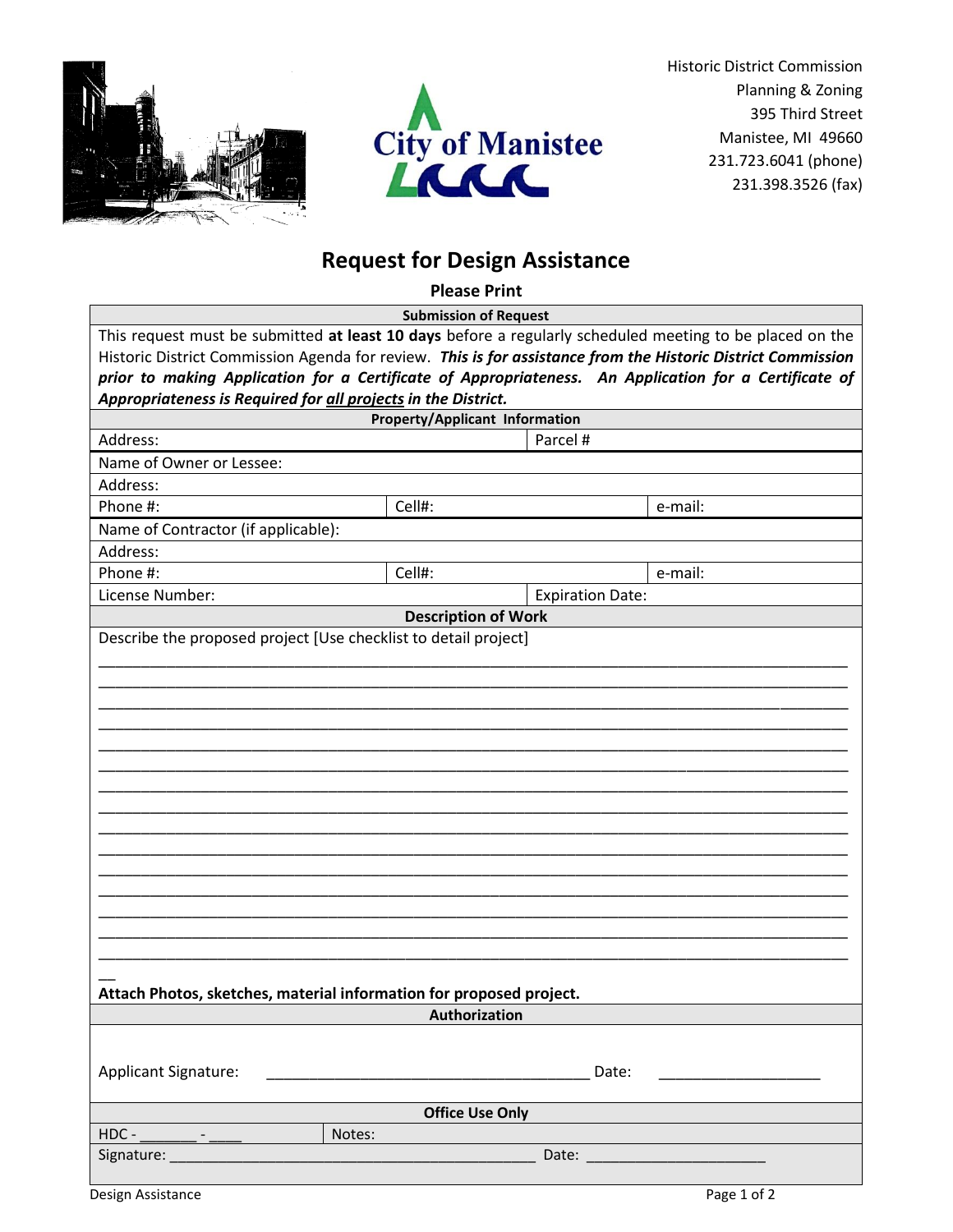Historic District Commission
Planning & Zoning
395 Third Street
Manistee, MI 49660
231.723.6041 (phone)
231.398.3526 (fax)

# Request for Design Assistance

**Please Print**

| **Submission of Request** | | | |
|---|---|---|---|
| This request must be submitted **at least 10 days** before a regularly scheduled meeting to be placed on the Historic District Commission Agenda for review. ***This is for assistance from the Historic District Commission prior to making Application for a Certificate of Appropriateness. An Application for a Certificate of Appropriateness is Required for all projects in the District.*** | | | |
| **Property/Applicant Information** | | | |
| Address: | | Parcel # | |
| Name of Owner or Lessee: | | | |
| Address: | | | |
| Phone #: | Cell#: | | e-mail: |
| Name of Contractor (if applicable): | | | |
| Address: | | | |
| Phone #: | Cell#: | | e-mail: |
| License Number: | | Expiration Date: | |
| **Description of Work** | | | |
| Describe the proposed project [Use checklist to detail project] | | | |
| **Attach Photos, sketches, material information for proposed project.** | | | |
| **Authorization** | | | |
| Applicant Signature: ______________________________ Date: ______________ | | | |
| **Office Use Only** | | | |
| HDC - _______ - ____ | Notes: | | |
| Signature: ______________________________ Date: ______________ | | | |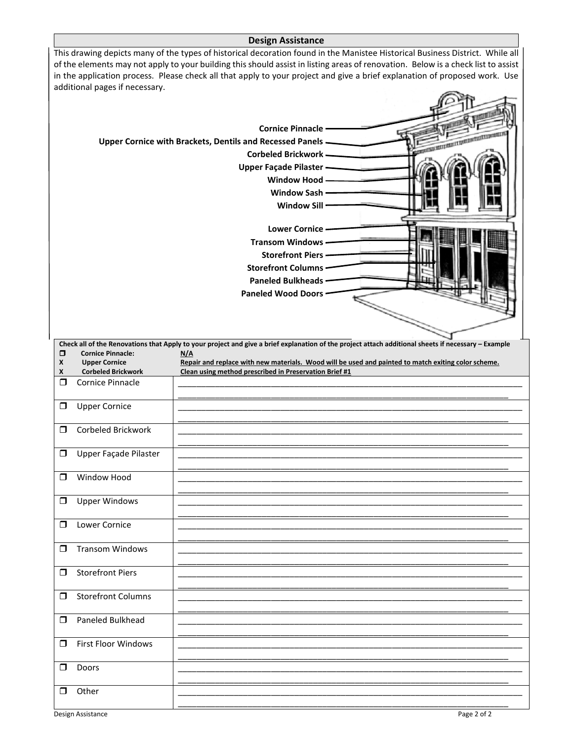## Design Assistance

This drawing depicts many of the types of historical decoration found in the Manistee Historical Business District. While all of the elements may not apply to your building this should assist in listing areas of renovation. Below is a check list to assist in the application process. Please check all that apply to your project and give a brief explanation of proposed work. Use additional pages if necessary.

**Cornice Pinnacle**
**Upper Cornice with Brackets, Dentils and Recessed Panels**
**Corbeled Brickwork**
**Upper Façade Pilaster**
**Window Hood**
**Window Sash**
**Window Sill**
**Lower Cornice**
**Transom Windows**
**Storefront Piers**
**Storefront Columns**
**Paneled Bulkheads**
**Paneled Wood Doors**

**Check all of the Renovations that Apply to your project and give a brief explanation of the project attach additional sheets if necessary – Example**

| | | |
|---|---|---|
| ❐ | **Cornice Pinnacle:** | N/A |
| X | **Upper Cornice** | Repair and replace with new materials. Wood will be used and painted to match exiting color scheme. |
| X | **Corbeled Brickwork** | Clean using method prescribed in Preservation Brief #1 |

| | |
|---|---|
| ❐ Cornice Pinnacle | ______________________________ |
| ❐ Upper Cornice | ______________________________ |
| ❐ Corbeled Brickwork | ______________________________ |
| ❐ Upper Façade Pilaster | ______________________________ |
| ❐ Window Hood | ______________________________ |
| ❐ Upper Windows | ______________________________ |
| ❐ Lower Cornice | ______________________________ |
| ❐ Transom Windows | ______________________________ |
| ❐ Storefront Piers | ______________________________ |
| ❐ Storefront Columns | ______________________________ |
| ❐ Paneled Bulkhead | ______________________________ |
| ❐ First Floor Windows | ______________________________ |
| ❐ Doors | ______________________________ |
| ❐ Other | ______________________________ |